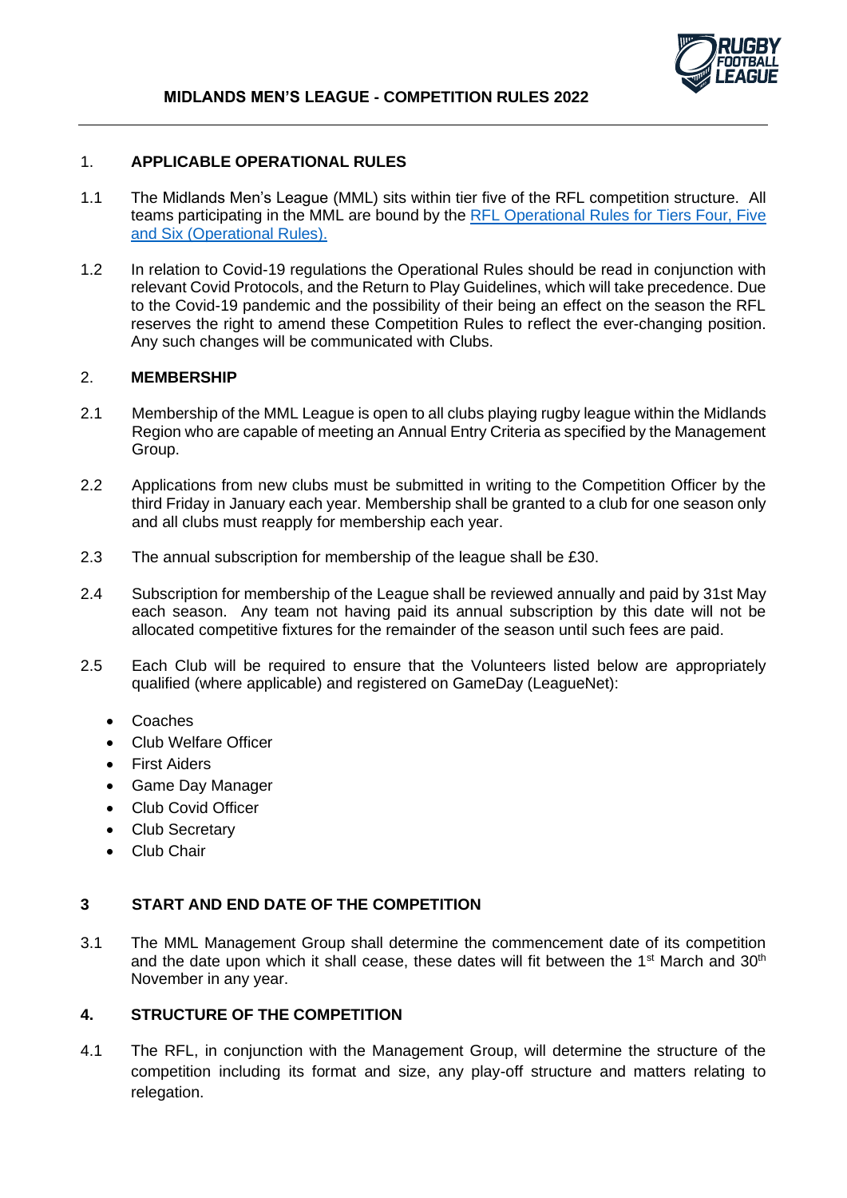# MIDLANDS MEN'S LEAGUE - COMPETITION RULES 2022

## 1. APPLICABLE OPERATIONAL RULES

1.1 The Midlands Men's League (MML) sits within tier five of the RFL competition structure. All teams participating in the MML are bound by the [RFL Operational Rules for Tiers Four, Five and Six (Operational Rules).]

1.2 In relation to Covid-19 regulations the Operational Rules should be read in conjunction with relevant Covid Protocols, and the Return to Play Guidelines, which will take precedence. Due to the Covid-19 pandemic and the possibility of their being an effect on the season the RFL reserves the right to amend these Competition Rules to reflect the ever-changing position. Any such changes will be communicated with Clubs.

## 2. MEMBERSHIP

2.1 Membership of the MML League is open to all clubs playing rugby league within the Midlands Region who are capable of meeting an Annual Entry Criteria as specified by the Management Group.

2.2 Applications from new clubs must be submitted in writing to the Competition Officer by the third Friday in January each year. Membership shall be granted to a club for one season only and all clubs must reapply for membership each year.

2.3 The annual subscription for membership of the league shall be £30.

2.4 Subscription for membership of the League shall be reviewed annually and paid by 31st May each season. Any team not having paid its annual subscription by this date will not be allocated competitive fixtures for the remainder of the season until such fees are paid.

2.5 Each Club will be required to ensure that the Volunteers listed below are appropriately qualified (where applicable) and registered on GameDay (LeagueNet):

- Coaches
- Club Welfare Officer
- First Aiders
- Game Day Manager
- Club Covid Officer
- Club Secretary
- Club Chair

## 3 START AND END DATE OF THE COMPETITION

3.1 The MML Management Group shall determine the commencement date of its competition and the date upon which it shall cease, these dates will fit between the 1st March and 30th November in any year.

## 4. STRUCTURE OF THE COMPETITION

4.1 The RFL, in conjunction with the Management Group, will determine the structure of the competition including its format and size, any play-off structure and matters relating to relegation.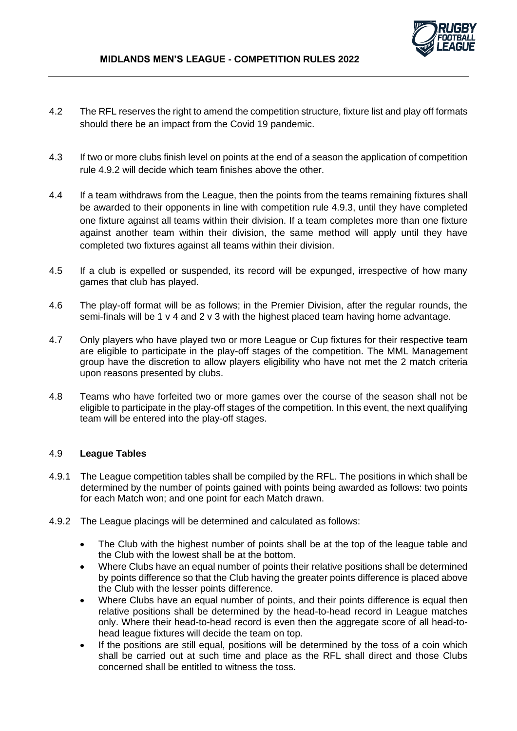4.2 The RFL reserves the right to amend the competition structure, fixture list and play off formats should there be an impact from the Covid 19 pandemic.

4.3 If two or more clubs finish level on points at the end of a season the application of competition rule 4.9.2 will decide which team finishes above the other.

4.4 If a team withdraws from the League, then the points from the teams remaining fixtures shall be awarded to their opponents in line with competition rule 4.9.3, until they have completed one fixture against all teams within their division. If a team completes more than one fixture against another team within their division, the same method will apply until they have completed two fixtures against all teams within their division.

4.5 If a club is expelled or suspended, its record will be expunged, irrespective of how many games that club has played.

4.6 The play-off format will be as follows; in the Premier Division, after the regular rounds, the semi-finals will be 1 v 4 and 2 v 3 with the highest placed team having home advantage.

4.7 Only players who have played two or more League or Cup fixtures for their respective team are eligible to participate in the play-off stages of the competition. The MML Management group have the discretion to allow players eligibility who have not met the 2 match criteria upon reasons presented by clubs.

4.8 Teams who have forfeited two or more games over the course of the season shall not be eligible to participate in the play-off stages of the competition. In this event, the next qualifying team will be entered into the play-off stages.

### 4.9 **League Tables**

4.9.1 The League competition tables shall be compiled by the RFL. The positions in which shall be determined by the number of points gained with points being awarded as follows: two points for each Match won; and one point for each Match drawn.

4.9.2 The League placings will be determined and calculated as follows:

- The Club with the highest number of points shall be at the top of the league table and the Club with the lowest shall be at the bottom.
- Where Clubs have an equal number of points their relative positions shall be determined by points difference so that the Club having the greater points difference is placed above the Club with the lesser points difference.
- Where Clubs have an equal number of points, and their points difference is equal then relative positions shall be determined by the head-to-head record in League matches only. Where their head-to-head record is even then the aggregate score of all head-to-head league fixtures will decide the team on top.
- If the positions are still equal, positions will be determined by the toss of a coin which shall be carried out at such time and place as the RFL shall direct and those Clubs concerned shall be entitled to witness the toss.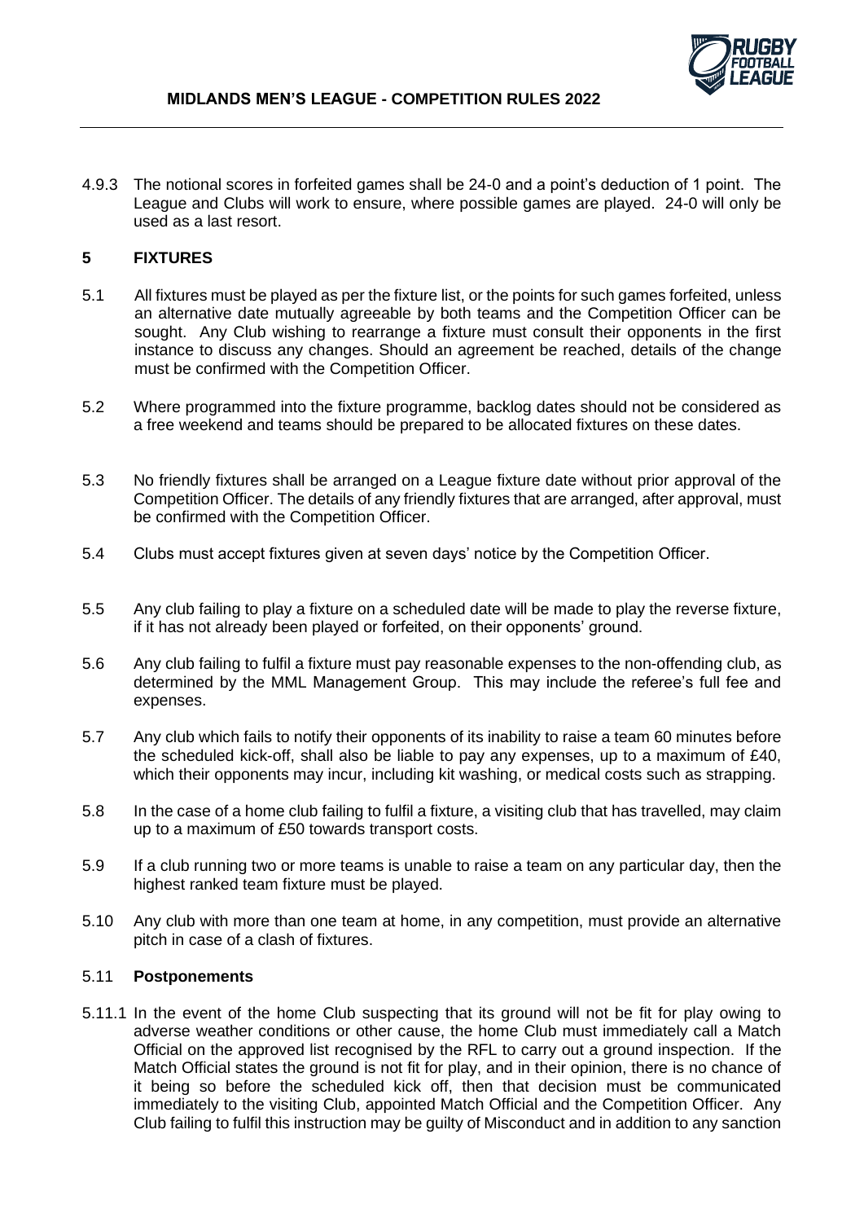4.9.3 The notional scores in forfeited games shall be 24-0 and a point's deduction of 1 point. The League and Clubs will work to ensure, where possible games are played. 24-0 will only be used as a last resort.

## 5 FIXTURES

5.1 All fixtures must be played as per the fixture list, or the points for such games forfeited, unless an alternative date mutually agreeable by both teams and the Competition Officer can be sought. Any Club wishing to rearrange a fixture must consult their opponents in the first instance to discuss any changes. Should an agreement be reached, details of the change must be confirmed with the Competition Officer.

5.2 Where programmed into the fixture programme, backlog dates should not be considered as a free weekend and teams should be prepared to be allocated fixtures on these dates.

5.3 No friendly fixtures shall be arranged on a League fixture date without prior approval of the Competition Officer. The details of any friendly fixtures that are arranged, after approval, must be confirmed with the Competition Officer.

5.4 Clubs must accept fixtures given at seven days' notice by the Competition Officer.

5.5 Any club failing to play a fixture on a scheduled date will be made to play the reverse fixture, if it has not already been played or forfeited, on their opponents' ground.

5.6 Any club failing to fulfil a fixture must pay reasonable expenses to the non-offending club, as determined by the MML Management Group. This may include the referee's full fee and expenses.

5.7 Any club which fails to notify their opponents of its inability to raise a team 60 minutes before the scheduled kick-off, shall also be liable to pay any expenses, up to a maximum of £40, which their opponents may incur, including kit washing, or medical costs such as strapping.

5.8 In the case of a home club failing to fulfil a fixture, a visiting club that has travelled, may claim up to a maximum of £50 towards transport costs.

5.9 If a club running two or more teams is unable to raise a team on any particular day, then the highest ranked team fixture must be played.

5.10 Any club with more than one team at home, in any competition, must provide an alternative pitch in case of a clash of fixtures.

### 5.11 **Postponements**

5.11.1 In the event of the home Club suspecting that its ground will not be fit for play owing to adverse weather conditions or other cause, the home Club must immediately call a Match Official on the approved list recognised by the RFL to carry out a ground inspection. If the Match Official states the ground is not fit for play, and in their opinion, there is no chance of it being so before the scheduled kick off, then that decision must be communicated immediately to the visiting Club, appointed Match Official and the Competition Officer. Any Club failing to fulfil this instruction may be guilty of Misconduct and in addition to any sanction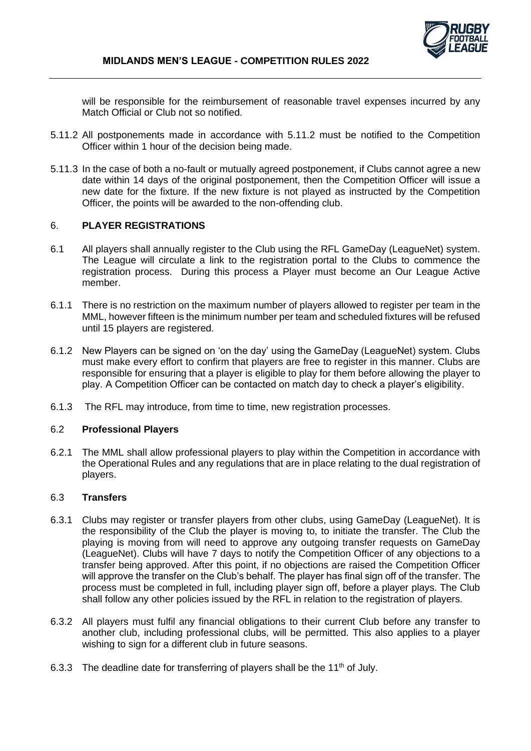will be responsible for the reimbursement of reasonable travel expenses incurred by any Match Official or Club not so notified.

5.11.2 All postponements made in accordance with 5.11.2 must be notified to the Competition Officer within 1 hour of the decision being made.

5.11.3 In the case of both a no-fault or mutually agreed postponement, if Clubs cannot agree a new date within 14 days of the original postponement, then the Competition Officer will issue a new date for the fixture. If the new fixture is not played as instructed by the Competition Officer, the points will be awarded to the non-offending club.

## 6. PLAYER REGISTRATIONS

6.1 All players shall annually register to the Club using the RFL GameDay (LeagueNet) system. The League will circulate a link to the registration portal to the Clubs to commence the registration process. During this process a Player must become an Our League Active member.

6.1.1 There is no restriction on the maximum number of players allowed to register per team in the MML, however fifteen is the minimum number per team and scheduled fixtures will be refused until 15 players are registered.

6.1.2 New Players can be signed on 'on the day' using the GameDay (LeagueNet) system. Clubs must make every effort to confirm that players are free to register in this manner. Clubs are responsible for ensuring that a player is eligible to play for them before allowing the player to play. A Competition Officer can be contacted on match day to check a player's eligibility.

6.1.3 The RFL may introduce, from time to time, new registration processes.

### 6.2 Professional Players

6.2.1 The MML shall allow professional players to play within the Competition in accordance with the Operational Rules and any regulations that are in place relating to the dual registration of players.

### 6.3 Transfers

6.3.1 Clubs may register or transfer players from other clubs, using GameDay (LeagueNet). It is the responsibility of the Club the player is moving to, to initiate the transfer. The Club the playing is moving from will need to approve any outgoing transfer requests on GameDay (LeagueNet). Clubs will have 7 days to notify the Competition Officer of any objections to a transfer being approved. After this point, if no objections are raised the Competition Officer will approve the transfer on the Club's behalf. The player has final sign off of the transfer. The process must be completed in full, including player sign off, before a player plays. The Club shall follow any other policies issued by the RFL in relation to the registration of players.

6.3.2 All players must fulfil any financial obligations to their current Club before any transfer to another club, including professional clubs, will be permitted. This also applies to a player wishing to sign for a different club in future seasons.

6.3.3 The deadline date for transferring of players shall be the 11th of July.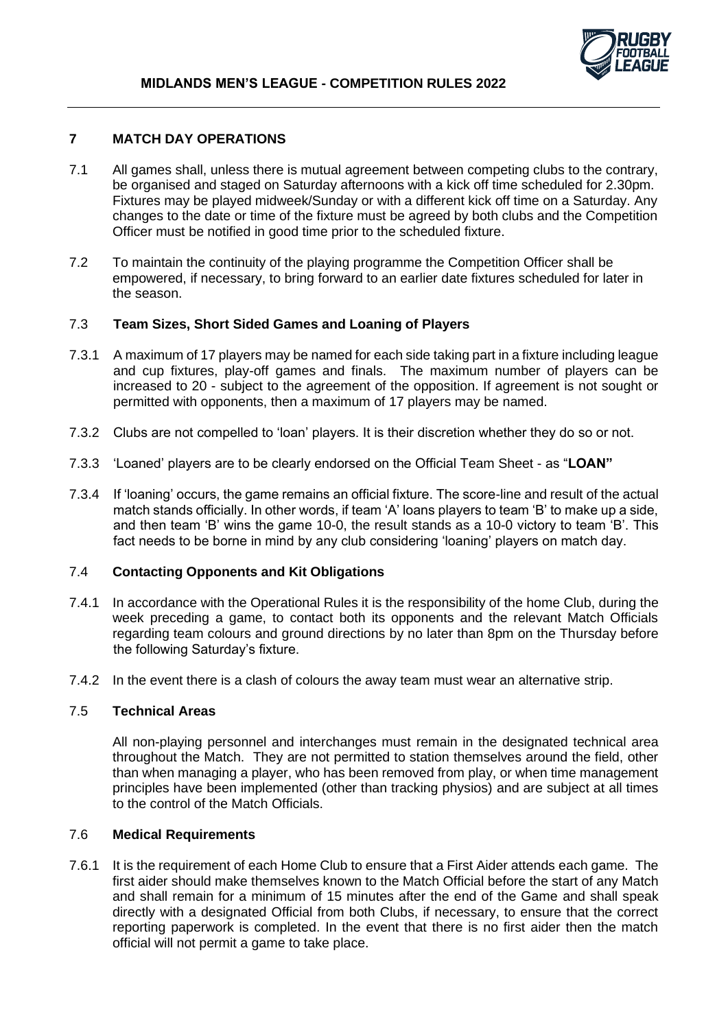## 7 MATCH DAY OPERATIONS

7.1 All games shall, unless there is mutual agreement between competing clubs to the contrary, be organised and staged on Saturday afternoons with a kick off time scheduled for 2.30pm. Fixtures may be played midweek/Sunday or with a different kick off time on a Saturday. Any changes to the date or time of the fixture must be agreed by both clubs and the Competition Officer must be notified in good time prior to the scheduled fixture.

7.2 To maintain the continuity of the playing programme the Competition Officer shall be empowered, if necessary, to bring forward to an earlier date fixtures scheduled for later in the season.

### 7.3 Team Sizes, Short Sided Games and Loaning of Players

7.3.1 A maximum of 17 players may be named for each side taking part in a fixture including league and cup fixtures, play-off games and finals. The maximum number of players can be increased to 20 - subject to the agreement of the opposition. If agreement is not sought or permitted with opponents, then a maximum of 17 players may be named.

7.3.2 Clubs are not compelled to 'loan' players. It is their discretion whether they do so or not.

7.3.3 'Loaned' players are to be clearly endorsed on the Official Team Sheet - as "**LOAN"**

7.3.4 If 'loaning' occurs, the game remains an official fixture. The score-line and result of the actual match stands officially. In other words, if team 'A' loans players to team 'B' to make up a side, and then team 'B' wins the game 10-0, the result stands as a 10-0 victory to team 'B'. This fact needs to be borne in mind by any club considering 'loaning' players on match day.

### 7.4 Contacting Opponents and Kit Obligations

7.4.1 In accordance with the Operational Rules it is the responsibility of the home Club, during the week preceding a game, to contact both its opponents and the relevant Match Officials regarding team colours and ground directions by no later than 8pm on the Thursday before the following Saturday's fixture.

7.4.2 In the event there is a clash of colours the away team must wear an alternative strip.

### 7.5 Technical Areas

All non-playing personnel and interchanges must remain in the designated technical area throughout the Match. They are not permitted to station themselves around the field, other than when managing a player, who has been removed from play, or when time management principles have been implemented (other than tracking physios) and are subject at all times to the control of the Match Officials.

### 7.6 Medical Requirements

7.6.1 It is the requirement of each Home Club to ensure that a First Aider attends each game. The first aider should make themselves known to the Match Official before the start of any Match and shall remain for a minimum of 15 minutes after the end of the Game and shall speak directly with a designated Official from both Clubs, if necessary, to ensure that the correct reporting paperwork is completed. In the event that there is no first aider then the match official will not permit a game to take place.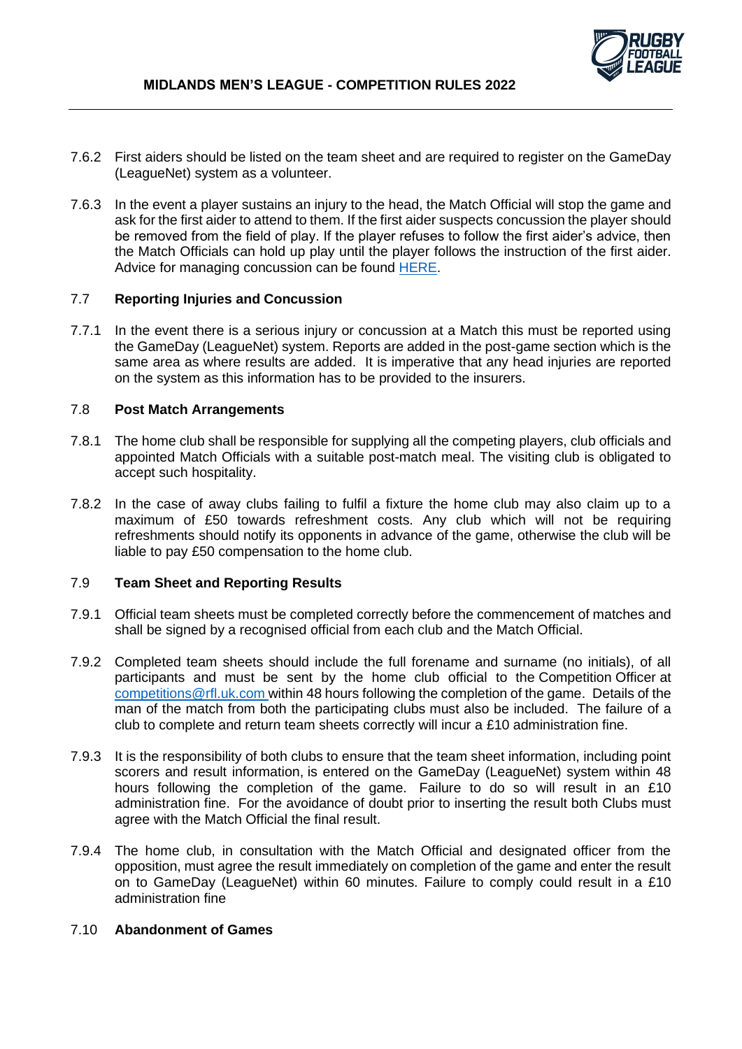7.6.2 First aiders should be listed on the team sheet and are required to register on the GameDay (LeagueNet) system as a volunteer.

7.6.3 In the event a player sustains an injury to the head, the Match Official will stop the game and ask for the first aider to attend to them. If the first aider suspects concussion the player should be removed from the field of play. If the player refuses to follow the first aider's advice, then the Match Officials can hold up play until the player follows the instruction of the first aider. Advice for managing concussion can be found HERE.

## 7.7 Reporting Injuries and Concussion

7.7.1 In the event there is a serious injury or concussion at a Match this must be reported using the GameDay (LeagueNet) system. Reports are added in the post-game section which is the same area as where results are added. It is imperative that any head injuries are reported on the system as this information has to be provided to the insurers.

## 7.8 Post Match Arrangements

7.8.1 The home club shall be responsible for supplying all the competing players, club officials and appointed Match Officials with a suitable post-match meal. The visiting club is obligated to accept such hospitality.

7.8.2 In the case of away clubs failing to fulfil a fixture the home club may also claim up to a maximum of £50 towards refreshment costs. Any club which will not be requiring refreshments should notify its opponents in advance of the game, otherwise the club will be liable to pay £50 compensation to the home club.

## 7.9 Team Sheet and Reporting Results

7.9.1 Official team sheets must be completed correctly before the commencement of matches and shall be signed by a recognised official from each club and the Match Official.

7.9.2 Completed team sheets should include the full forename and surname (no initials), of all participants and must be sent by the home club official to the Competition Officer at competitions@rfl.uk.com within 48 hours following the completion of the game. Details of the man of the match from both the participating clubs must also be included. The failure of a club to complete and return team sheets correctly will incur a £10 administration fine.

7.9.3 It is the responsibility of both clubs to ensure that the team sheet information, including point scorers and result information, is entered on the GameDay (LeagueNet) system within 48 hours following the completion of the game. Failure to do so will result in an £10 administration fine. For the avoidance of doubt prior to inserting the result both Clubs must agree with the Match Official the final result.

7.9.4 The home club, in consultation with the Match Official and designated officer from the opposition, must agree the result immediately on completion of the game and enter the result on to GameDay (LeagueNet) within 60 minutes. Failure to comply could result in a £10 administration fine

## 7.10 Abandonment of Games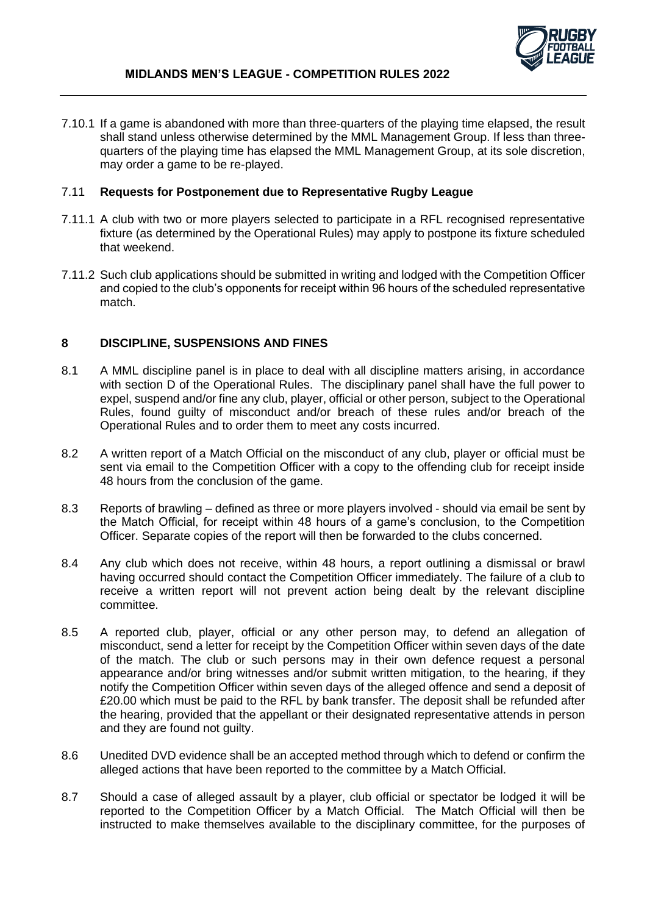7.10.1 If a game is abandoned with more than three-quarters of the playing time elapsed, the result shall stand unless otherwise determined by the MML Management Group. If less than three-quarters of the playing time has elapsed the MML Management Group, at its sole discretion, may order a game to be re-played.

7.11 **Requests for Postponement due to Representative Rugby League**

7.11.1 A club with two or more players selected to participate in a RFL recognised representative fixture (as determined by the Operational Rules) may apply to postpone its fixture scheduled that weekend.

7.11.2 Such club applications should be submitted in writing and lodged with the Competition Officer and copied to the club's opponents for receipt within 96 hours of the scheduled representative match.

## 8 DISCIPLINE, SUSPENSIONS AND FINES

8.1 A MML discipline panel is in place to deal with all discipline matters arising, in accordance with section D of the Operational Rules. The disciplinary panel shall have the full power to expel, suspend and/or fine any club, player, official or other person, subject to the Operational Rules, found guilty of misconduct and/or breach of these rules and/or breach of the Operational Rules and to order them to meet any costs incurred.

8.2 A written report of a Match Official on the misconduct of any club, player or official must be sent via email to the Competition Officer with a copy to the offending club for receipt inside 48 hours from the conclusion of the game.

8.3 Reports of brawling – defined as three or more players involved - should via email be sent by the Match Official, for receipt within 48 hours of a game's conclusion, to the Competition Officer. Separate copies of the report will then be forwarded to the clubs concerned.

8.4 Any club which does not receive, within 48 hours, a report outlining a dismissal or brawl having occurred should contact the Competition Officer immediately. The failure of a club to receive a written report will not prevent action being dealt by the relevant discipline committee.

8.5 A reported club, player, official or any other person may, to defend an allegation of misconduct, send a letter for receipt by the Competition Officer within seven days of the date of the match. The club or such persons may in their own defence request a personal appearance and/or bring witnesses and/or submit written mitigation, to the hearing, if they notify the Competition Officer within seven days of the alleged offence and send a deposit of £20.00 which must be paid to the RFL by bank transfer. The deposit shall be refunded after the hearing, provided that the appellant or their designated representative attends in person and they are found not guilty.

8.6 Unedited DVD evidence shall be an accepted method through which to defend or confirm the alleged actions that have been reported to the committee by a Match Official.

8.7 Should a case of alleged assault by a player, club official or spectator be lodged it will be reported to the Competition Officer by a Match Official. The Match Official will then be instructed to make themselves available to the disciplinary committee, for the purposes of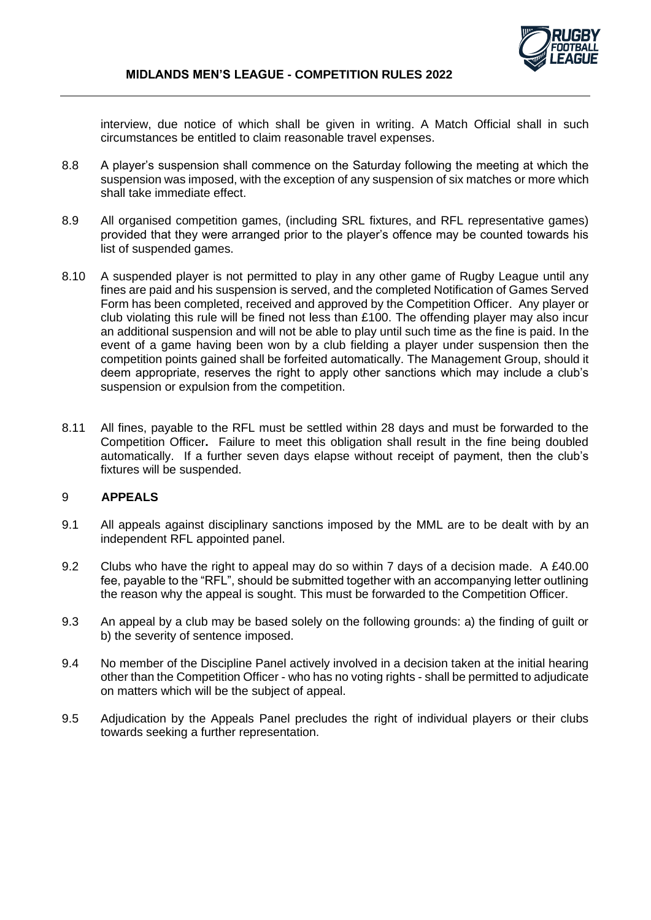interview, due notice of which shall be given in writing. A Match Official shall in such circumstances be entitled to claim reasonable travel expenses.

8.8 A player's suspension shall commence on the Saturday following the meeting at which the suspension was imposed, with the exception of any suspension of six matches or more which shall take immediate effect.

8.9 All organised competition games, (including SRL fixtures, and RFL representative games) provided that they were arranged prior to the player's offence may be counted towards his list of suspended games.

8.10 A suspended player is not permitted to play in any other game of Rugby League until any fines are paid and his suspension is served, and the completed Notification of Games Served Form has been completed, received and approved by the Competition Officer. Any player or club violating this rule will be fined not less than £100. The offending player may also incur an additional suspension and will not be able to play until such time as the fine is paid. In the event of a game having been won by a club fielding a player under suspension then the competition points gained shall be forfeited automatically. The Management Group, should it deem appropriate, reserves the right to apply other sanctions which may include a club's suspension or expulsion from the competition.

8.11 All fines, payable to the RFL must be settled within 28 days and must be forwarded to the Competition Officer**.** Failure to meet this obligation shall result in the fine being doubled automatically. If a further seven days elapse without receipt of payment, then the club's fixtures will be suspended.

## 9 APPEALS

9.1 All appeals against disciplinary sanctions imposed by the MML are to be dealt with by an independent RFL appointed panel.

9.2 Clubs who have the right to appeal may do so within 7 days of a decision made. A £40.00 fee, payable to the "RFL", should be submitted together with an accompanying letter outlining the reason why the appeal is sought. This must be forwarded to the Competition Officer.

9.3 An appeal by a club may be based solely on the following grounds: a) the finding of guilt or b) the severity of sentence imposed.

9.4 No member of the Discipline Panel actively involved in a decision taken at the initial hearing other than the Competition Officer - who has no voting rights - shall be permitted to adjudicate on matters which will be the subject of appeal.

9.5 Adjudication by the Appeals Panel precludes the right of individual players or their clubs towards seeking a further representation.